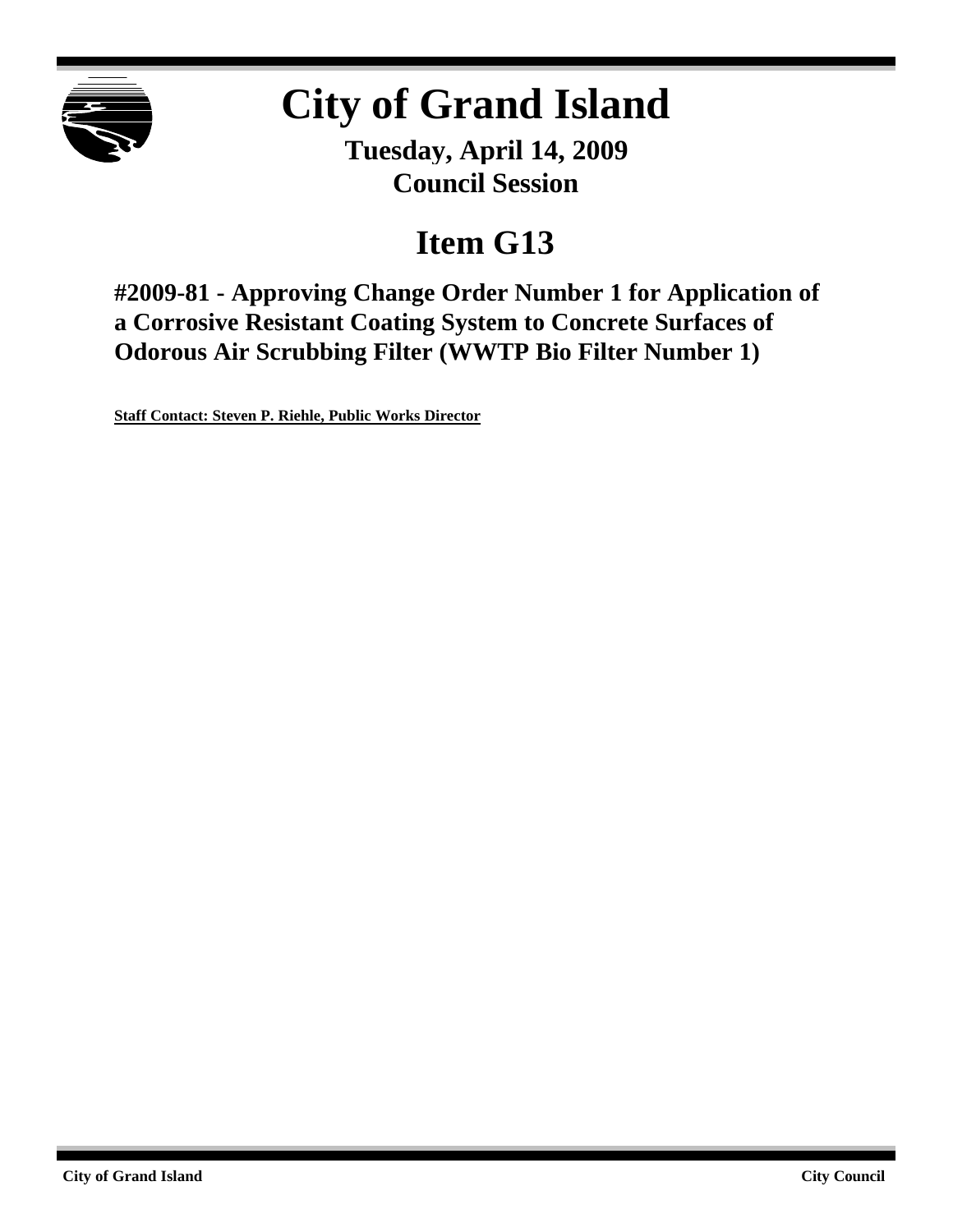# City of Grand Island

**Tuesday, April 14, 2009**
**Council Session**

## Item G13

### #2009-81 - Approving Change Order Number 1 for Application of a Corrosive Resistant Coating System to Concrete Surfaces of Odorous Air Scrubbing Filter (WWTP Bio Filter Number 1)

**Staff Contact: Steven P. Riehle, Public Works Director**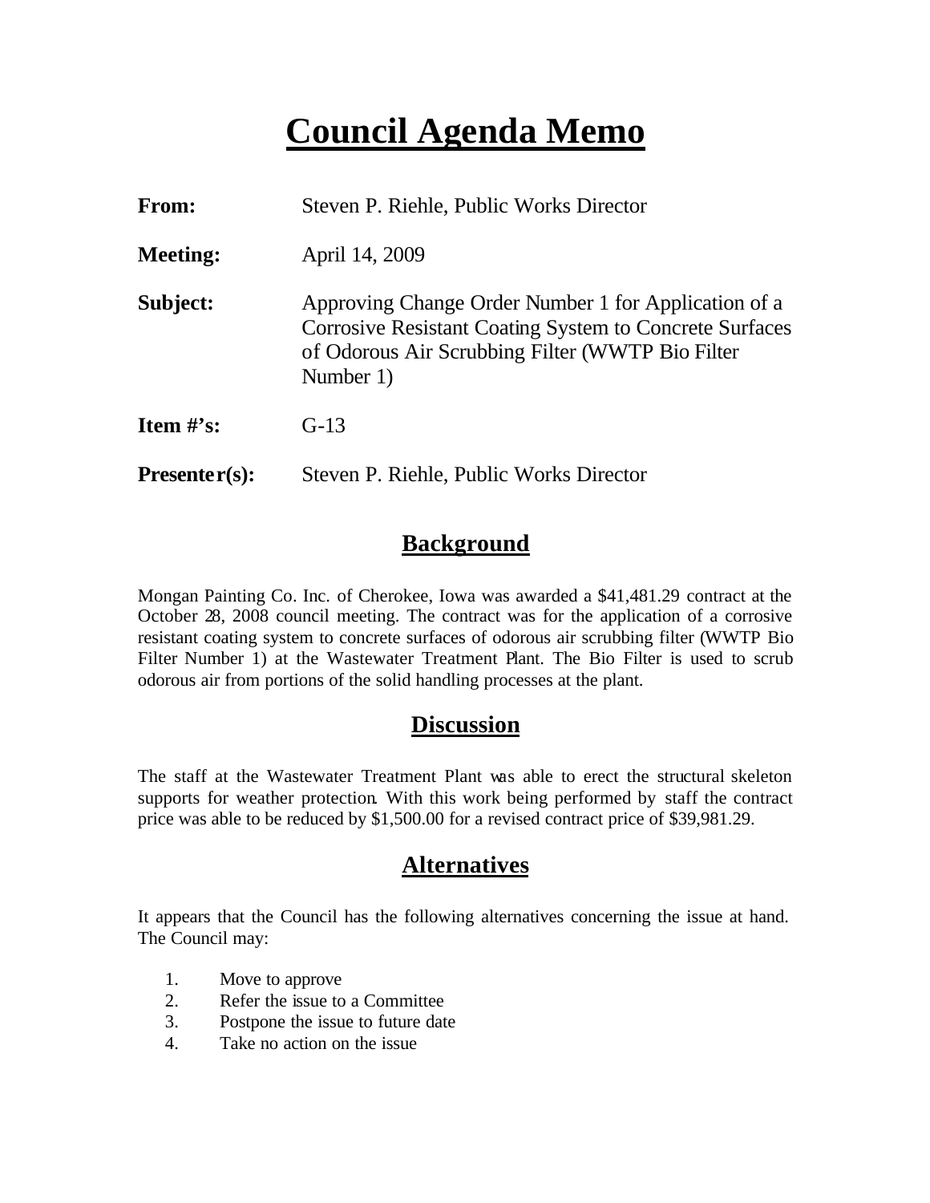# Council Agenda Memo

**From:** Steven P. Riehle, Public Works Director

**Meeting:** April 14, 2009

**Subject:** Approving Change Order Number 1 for Application of a Corrosive Resistant Coating System to Concrete Surfaces of Odorous Air Scrubbing Filter (WWTP Bio Filter Number 1)

**Item #'s:** G-13

**Presenter(s):** Steven P. Riehle, Public Works Director

## Background

Mongan Painting Co. Inc. of Cherokee, Iowa was awarded a $41,481.29 contract at the October 28, 2008 council meeting. The contract was for the application of a corrosive resistant coating system to concrete surfaces of odorous air scrubbing filter (WWTP Bio Filter Number 1) at the Wastewater Treatment Plant. The Bio Filter is used to scrub odorous air from portions of the solid handling processes at the plant.

## Discussion

The staff at the Wastewater Treatment Plant was able to erect the structural skeleton supports for weather protection. With this work being performed by staff the contract price was able to be reduced by $1,500.00 for a revised contract price of $39,981.29.

## Alternatives

It appears that the Council has the following alternatives concerning the issue at hand. The Council may:

1. Move to approve
2. Refer the issue to a Committee
3. Postpone the issue to future date
4. Take no action on the issue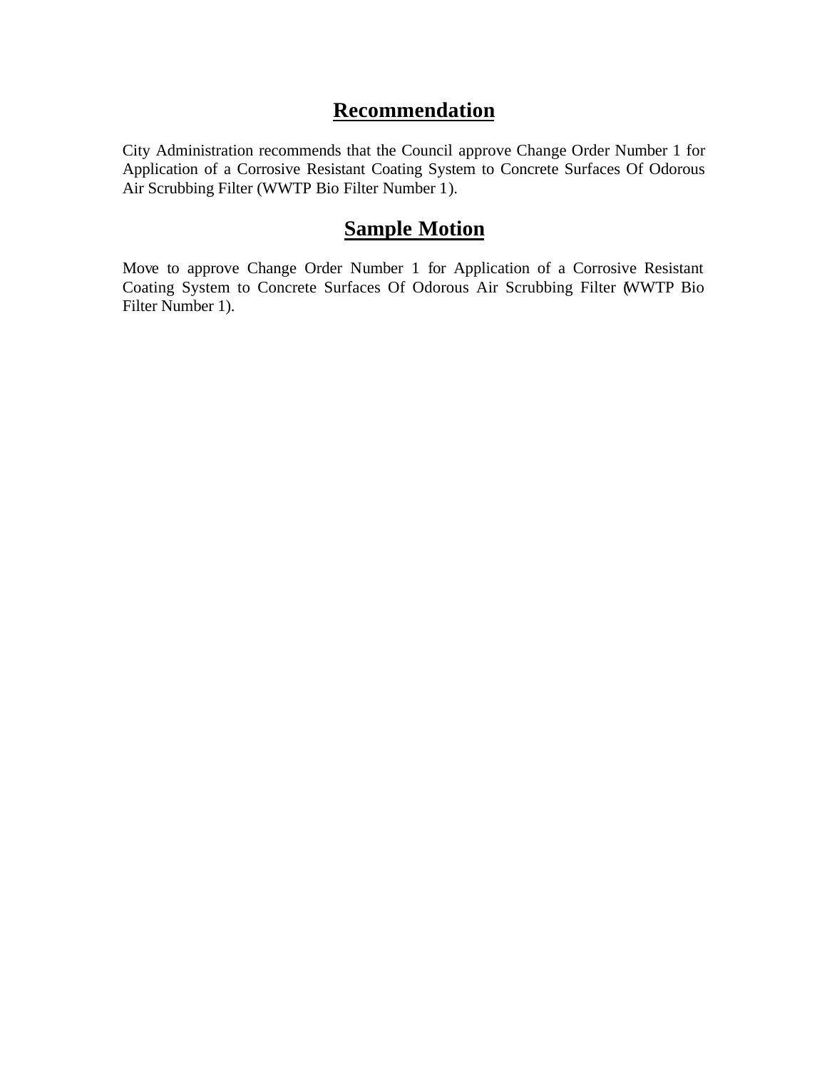## Recommendation

City Administration recommends that the Council approve Change Order Number 1 for Application of a Corrosive Resistant Coating System to Concrete Surfaces Of Odorous Air Scrubbing Filter (WWTP Bio Filter Number 1).

## Sample Motion

Move to approve Change Order Number 1 for Application of a Corrosive Resistant Coating System to Concrete Surfaces Of Odorous Air Scrubbing Filter (WWTP Bio Filter Number 1).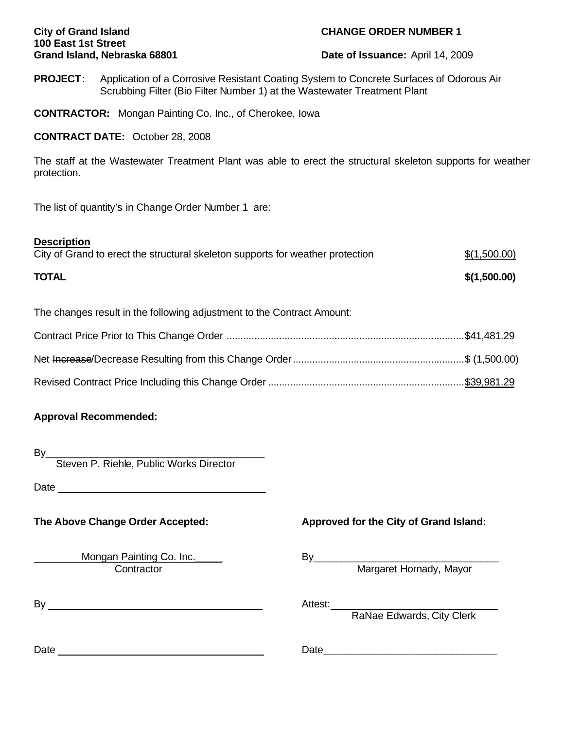**City of Grand Island**
**100 East 1st Street**
**Grand Island, Nebraska 68801**

**CHANGE ORDER NUMBER 1**

**Date of Issuance:** April 14, 2009

**PROJECT**: Application of a Corrosive Resistant Coating System to Concrete Surfaces of Odorous Air Scrubbing Filter (Bio Filter Number 1) at the Wastewater Treatment Plant

**CONTRACTOR:** Mongan Painting Co. Inc., of Cherokee, Iowa

**CONTRACT DATE:** October 28, 2008

The staff at the Wastewater Treatment Plant was able to erect the structural skeleton supports for weather protection.

The list of quantity's in Change Order Number 1 are:

| **Description** | |
|---|---|
| City of Grand to erect the structural skeleton supports for weather protection | $(1,500.00) |
| **TOTAL** | **$(1,500.00)** |

The changes result in the following adjustment to the Contract Amount:

Contract Price Prior to This Change Order ........................................ $41,481.29

Net ~~Increase~~/Decrease Resulting from this Change Order ........................................ $ (1,500.00)

Revised Contract Price Including this Change Order ........................................ $39,981.29

**Approval Recommended:**

By\_\_\_\_\_\_\_\_\_\_\_\_\_\_\_\_\_\_\_\_\_\_\_\_\_\_\_\_\_\_\_\_\_\_\_\_\_\_\_
Steven P. Riehle, Public Works Director

Date \_\_\_\_\_\_\_\_\_\_\_\_\_\_\_\_\_\_\_\_\_\_\_\_\_\_\_\_\_\_\_\_\_\_\_\_\_\_\_

**The Above Change Order Accepted:**

Mongan Painting Co. Inc.
Contractor

By \_\_\_\_\_\_\_\_\_\_\_\_\_\_\_\_\_\_\_\_\_\_\_\_\_\_\_\_\_\_\_\_\_\_\_\_\_\_\_

Date \_\_\_\_\_\_\_\_\_\_\_\_\_\_\_\_\_\_\_\_\_\_\_\_\_\_\_\_\_\_\_\_\_\_\_\_\_\_\_

**Approved for the City of Grand Island:**

By\_\_\_\_\_\_\_\_\_\_\_\_\_\_\_\_\_\_\_\_\_\_\_\_\_\_\_\_\_\_\_\_\_\_\_
Margaret Hornady, Mayor

Attest: \_\_\_\_\_\_\_\_\_\_\_\_\_\_\_\_\_\_\_\_\_\_\_\_\_\_\_\_\_\_\_\_\_
RaNae Edwards, City Clerk

Date\_\_\_\_\_\_\_\_\_\_\_\_\_\_\_\_\_\_\_\_\_\_\_\_\_\_\_\_\_\_\_\_\_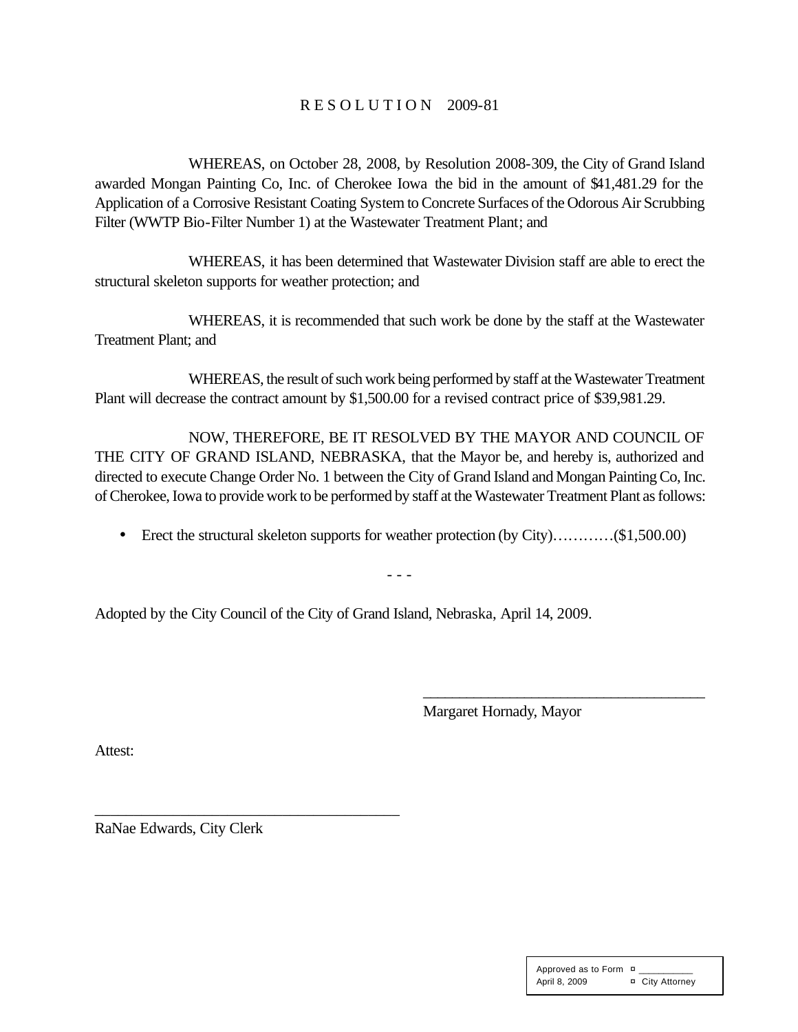# R E S O L U T I O N 2009-81

WHEREAS, on October 28, 2008, by Resolution 2008-309, the City of Grand Island awarded Mongan Painting Co, Inc. of Cherokee Iowa the bid in the amount of $41,481.29 for the Application of a Corrosive Resistant Coating System to Concrete Surfaces of the Odorous Air Scrubbing Filter (WWTP Bio-Filter Number 1) at the Wastewater Treatment Plant; and

WHEREAS, it has been determined that Wastewater Division staff are able to erect the structural skeleton supports for weather protection; and

WHEREAS, it is recommended that such work be done by the staff at the Wastewater Treatment Plant; and

WHEREAS, the result of such work being performed by staff at the Wastewater Treatment Plant will decrease the contract amount by $1,500.00 for a revised contract price of $39,981.29.

NOW, THEREFORE, BE IT RESOLVED BY THE MAYOR AND COUNCIL OF THE CITY OF GRAND ISLAND, NEBRASKA, that the Mayor be, and hereby is, authorized and directed to execute Change Order No. 1 between the City of Grand Island and Mongan Painting Co, Inc. of Cherokee, Iowa to provide work to be performed by staff at the Wastewater Treatment Plant as follows:

- Erect the structural skeleton supports for weather protection (by City)…………($1,500.00)

- - -

Adopted by the City Council of the City of Grand Island, Nebraska, April 14, 2009.

_____________________________________
Margaret Hornady, Mayor

Attest:

_______________________________________
RaNae Edwards, City Clerk

| | |
|---|---|
| Approved as to Form | ¤ __________ |
| April 8, 2009 | ¤ City Attorney |